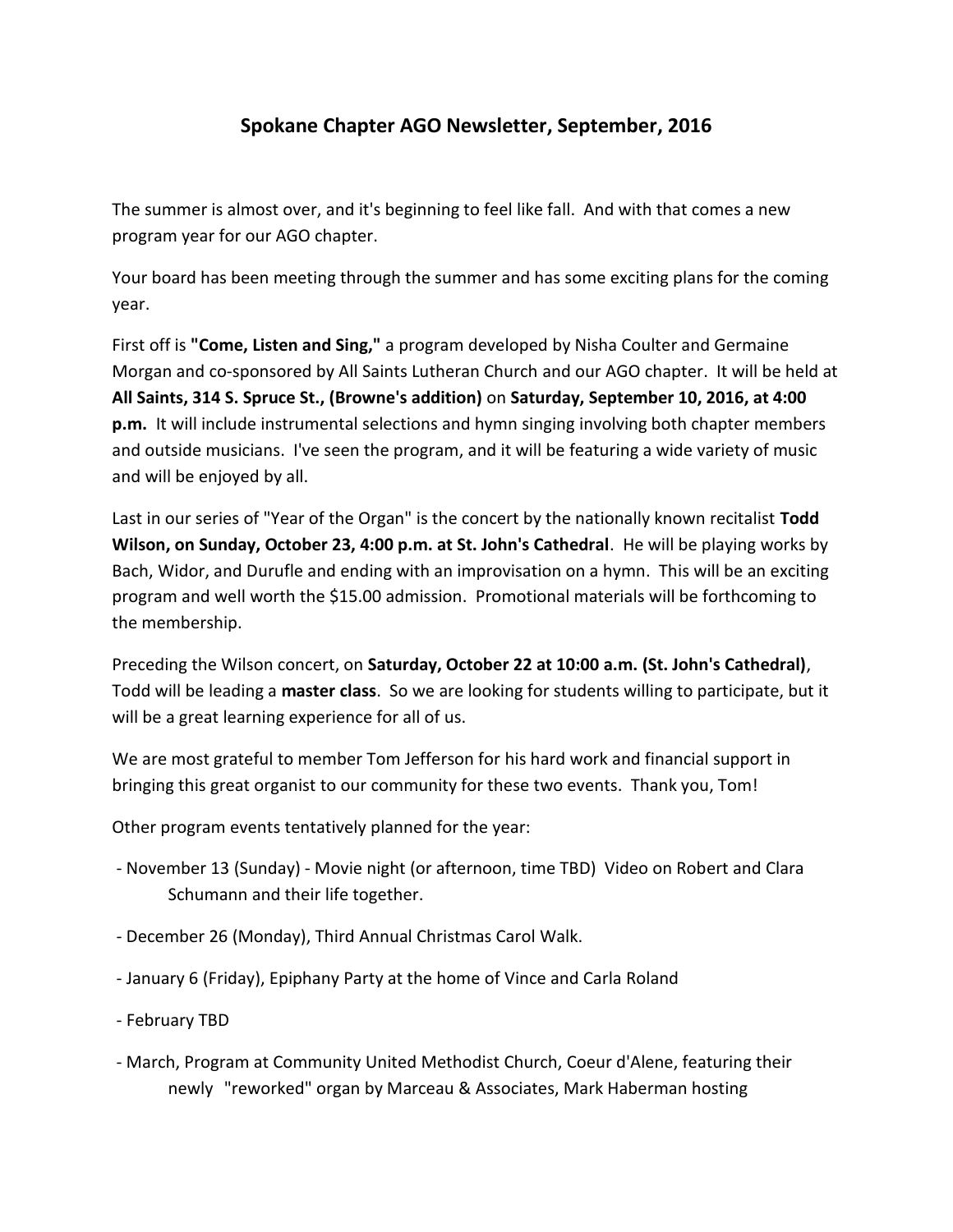# Spokane Chapter AGO Newsletter, September, 2016

The summer is almost over, and it's beginning to feel like fall. And with that comes a new program year for our AGO chapter.

Your board has been meeting through the summer and has some exciting plans for the coming year.

First off is **"Come, Listen and Sing,"** a program developed by Nisha Coulter and Germaine Morgan and co-sponsored by All Saints Lutheran Church and our AGO chapter. It will be held at **All Saints, 314 S. Spruce St., (Browne's addition)** on **Saturday, September 10, 2016, at 4:00 p.m.** It will include instrumental selections and hymn singing involving both chapter members and outside musicians. I've seen the program, and it will be featuring a wide variety of music and will be enjoyed by all.

Last in our series of "Year of the Organ" is the concert by the nationally known recitalist **Todd Wilson, on Sunday, October 23, 4:00 p.m. at St. John's Cathedral**. He will be playing works by Bach, Widor, and Durufle and ending with an improvisation on a hymn. This will be an exciting program and well worth the $15.00 admission. Promotional materials will be forthcoming to the membership.

Preceding the Wilson concert, on **Saturday, October 22 at 10:00 a.m. (St. John's Cathedral)**, Todd will be leading a **master class**. So we are looking for students willing to participate, but it will be a great learning experience for all of us.

We are most grateful to member Tom Jefferson for his hard work and financial support in bringing this great organist to our community for these two events. Thank you, Tom!

Other program events tentatively planned for the year:

- November 13 (Sunday) - Movie night (or afternoon, time TBD) Video on Robert and Clara Schumann and their life together.
- December 26 (Monday), Third Annual Christmas Carol Walk.
- January 6 (Friday), Epiphany Party at the home of Vince and Carla Roland
- February TBD
- March, Program at Community United Methodist Church, Coeur d'Alene, featuring their newly "reworked" organ by Marceau & Associates, Mark Haberman hosting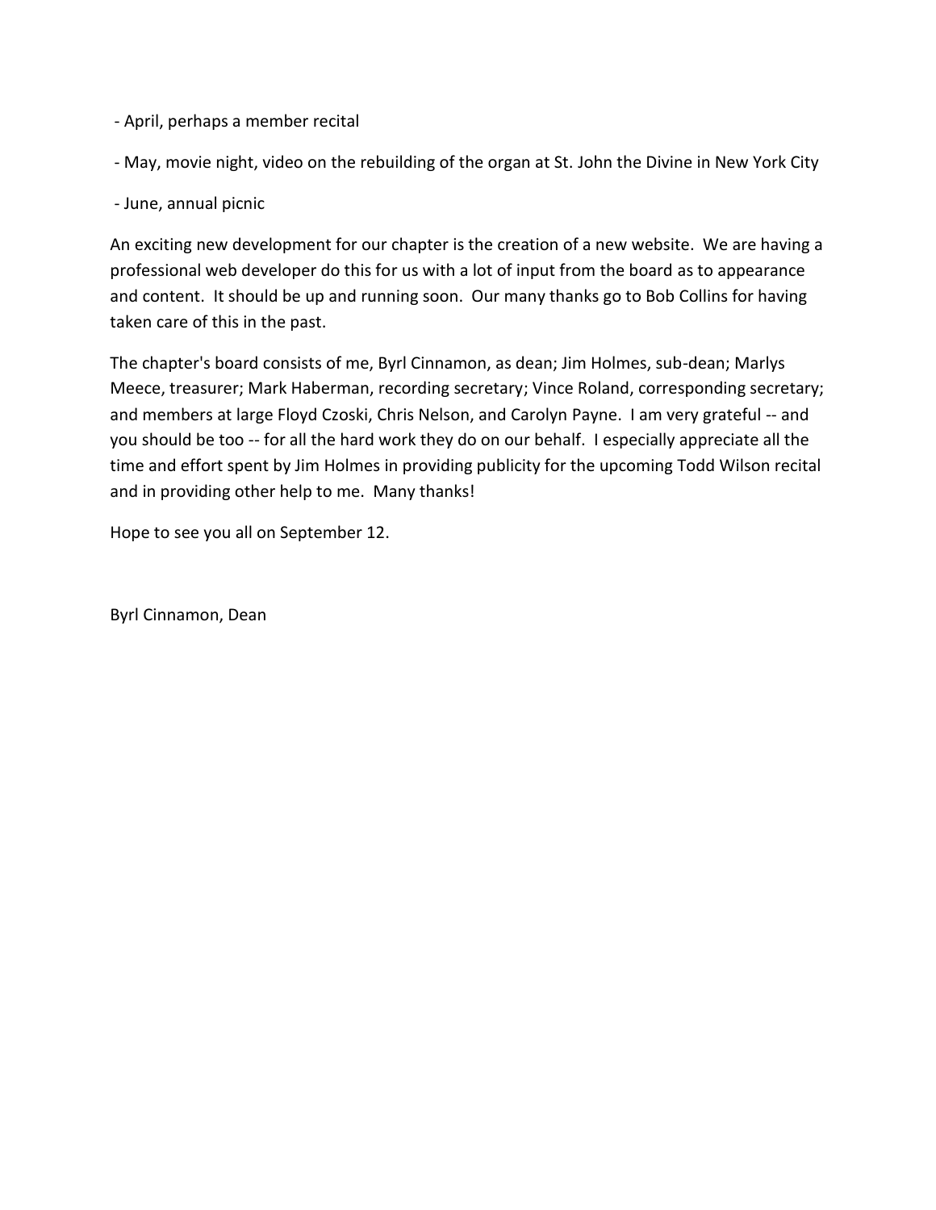- April, perhaps a member recital
- May, movie night, video on the rebuilding of the organ at St. John the Divine in New York City
- June, annual picnic

An exciting new development for our chapter is the creation of a new website. We are having a professional web developer do this for us with a lot of input from the board as to appearance and content. It should be up and running soon. Our many thanks go to Bob Collins for having taken care of this in the past.

The chapter's board consists of me, Byrl Cinnamon, as dean; Jim Holmes, sub-dean; Marlys Meece, treasurer; Mark Haberman, recording secretary; Vince Roland, corresponding secretary; and members at large Floyd Czoski, Chris Nelson, and Carolyn Payne. I am very grateful -- and you should be too -- for all the hard work they do on our behalf. I especially appreciate all the time and effort spent by Jim Holmes in providing publicity for the upcoming Todd Wilson recital and in providing other help to me. Many thanks!

Hope to see you all on September 12.

Byrl Cinnamon, Dean